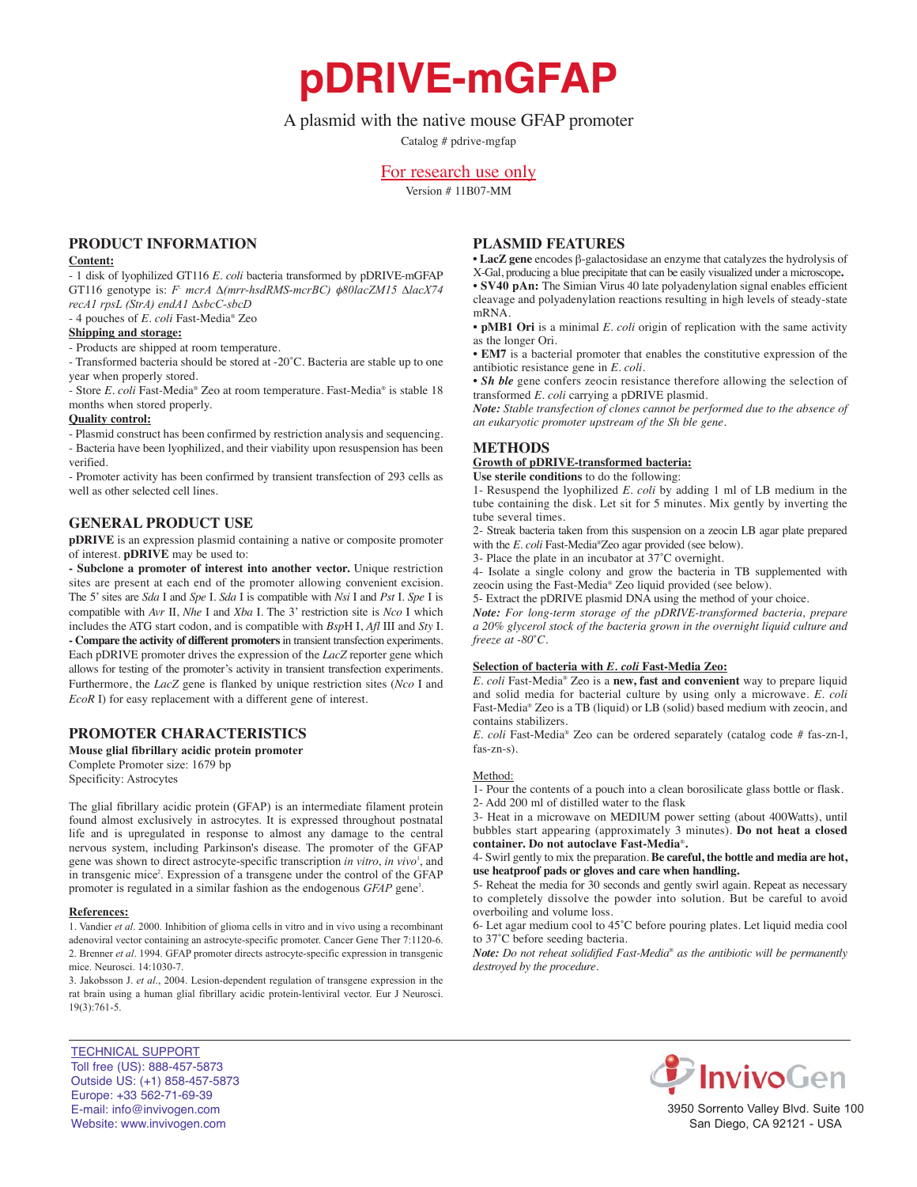# pDRIVE-mGFAP

A plasmid with the native mouse GFAP promoter

Catalog # pdrive-mgfap

For research use only

Version # 11B07-MM

## PRODUCT INFORMATION

**Content:**

- 1 disk of lyophilized GT116 *E. coli* bacteria transformed by pDRIVE-mGFAP GT116 genotype is: *F⁻ mcrA Δ(mrr-hsdRMS-mcrBC) ϕ80lacZM15 ΔlacX74 recA1 rpsL (StrA) endA1 ΔsbcC-sbcD*
- 4 pouches of *E. coli* Fast-Media® Zeo

**Shipping and storage:**

- Products are shipped at room temperature.
- Transformed bacteria should be stored at -20˚C. Bacteria are stable up to one year when properly stored.
- Store *E. coli* Fast-Media® Zeo at room temperature. Fast-Media® is stable 18 months when stored properly.

**Quality control:**

- Plasmid construct has been confirmed by restriction analysis and sequencing.
- Bacteria have been lyophilized, and their viability upon resuspension has been verified.
- Promoter activity has been confirmed by transient transfection of 293 cells as well as other selected cell lines.

## GENERAL PRODUCT USE

**pDRIVE** is an expression plasmid containing a native or composite promoter of interest. **pDRIVE** may be used to:

**- Subclone a promoter of interest into another vector.** Unique restriction sites are present at each end of the promoter allowing convenient excision. The 5' sites are *Sda* I and *Spe* I. *Sda* I is compatible with *Nsi* I and *Pst* I. *Spe* I is compatible with *Avr* II, *Nhe* I and *Xba* I. The 3' restriction site is *Nco* I which includes the ATG start codon, and is compatible with *Bsp*H I, *Afl* III and *Sty* I.

**- Compare the activity of different promoters** in transient transfection experiments. Each pDRIVE promoter drives the expression of the *LacZ* reporter gene which allows for testing of the promoter's activity in transient transfection experiments. Furthermore, the *LacZ* gene is flanked by unique restriction sites (*Nco* I and *EcoR* I) for easy replacement with a different gene of interest.

## PROMOTER CHARACTERISTICS

**Mouse glial fibrillary acidic protein promoter**

Complete Promoter size: 1679 bp

Specificity: Astrocytes

The glial fibrillary acidic protein (GFAP) is an intermediate filament protein found almost exclusively in astrocytes. It is expressed throughout postnatal life and is upregulated in response to almost any damage to the central nervous system, including Parkinson's disease. The promoter of the GFAP gene was shown to direct astrocyte-specific transcription *in vitro*, *in vivo*[1], and in transgenic mice[2]. Expression of a transgene under the control of the GFAP promoter is regulated in a similar fashion as the endogenous *GFAP* gene[3].

**References:**

1. Vandier *et al*. 2000. Inhibition of glioma cells in vitro and in vivo using a recombinant adenoviral vector containing an astrocyte-specific promoter. Cancer Gene Ther 7:1120-6.
2. Brenner *et al*. 1994. GFAP promoter directs astrocyte-specific expression in transgenic mice. Neurosci. 14:1030-7.
3. Jakobsson J. *et al*., 2004. Lesion-dependent regulation of transgene expression in the rat brain using a human glial fibrillary acidic protein-lentiviral vector. Eur J Neurosci. 19(3):761-5.

## PLASMID FEATURES

- **LacZ gene** encodes β-galactosidase an enzyme that catalyzes the hydrolysis of X-Gal, producing a blue precipitate that can be easily visualized under a microscope**.**
- **SV40 pAn:** The Simian Virus 40 late polyadenylation signal enables efficient cleavage and polyadenylation reactions resulting in high levels of steady-state mRNA.
- **pMB1 Ori** is a minimal *E. coli* origin of replication with the same activity as the longer Ori.
- **EM7** is a bacterial promoter that enables the constitutive expression of the antibiotic resistance gene in *E. coli*.
- ***Sh ble*** gene confers zeocin resistance therefore allowing the selection of transformed *E. coli* carrying a pDRIVE plasmid.

***Note:*** *Stable transfection of clones cannot be performed due to the absence of an eukaryotic promoter upstream of the Sh ble gene.*

## METHODS

**Growth of pDRIVE-transformed bacteria:**

**Use sterile conditions** to do the following:

1- Resuspend the lyophilized *E. coli* by adding 1 ml of LB medium in the tube containing the disk. Let sit for 5 minutes. Mix gently by inverting the tube several times.

2- Streak bacteria taken from this suspension on a zeocin LB agar plate prepared with the *E. coli* Fast-Media®Zeo agar provided (see below).

3- Place the plate in an incubator at 37˚C overnight.

4- Isolate a single colony and grow the bacteria in TB supplemented with zeocin using the Fast-Media® Zeo liquid provided (see below).

5- Extract the pDRIVE plasmid DNA using the method of your choice.

***Note:*** *For long-term storage of the pDRIVE-transformed bacteria, prepare a 20% glycerol stock of the bacteria grown in the overnight liquid culture and freeze at -80˚C.*

**Selection of bacteria with *E. coli* Fast-Media Zeo:**

*E. coli* Fast-Media® Zeo is a **new, fast and convenient** way to prepare liquid and solid media for bacterial culture by using only a microwave. *E. coli* Fast-Media® Zeo is a TB (liquid) or LB (solid) based medium with zeocin, and contains stabilizers.

*E. coli* Fast-Media® Zeo can be ordered separately (catalog code # fas-zn-l, fas-zn-s).

Method:

1- Pour the contents of a pouch into a clean borosilicate glass bottle or flask.

2- Add 200 ml of distilled water to the flask

3- Heat in a microwave on MEDIUM power setting (about 400Watts), until bubbles start appearing (approximately 3 minutes). **Do not heat a closed container. Do not autoclave Fast-Media®.**

4- Swirl gently to mix the preparation. **Be careful, the bottle and media are hot, use heatproof pads or gloves and care when handling.**

5- Reheat the media for 30 seconds and gently swirl again. Repeat as necessary to completely dissolve the powder into solution. But be careful to avoid overboiling and volume loss.

6- Let agar medium cool to 45˚C before pouring plates. Let liquid media cool to 37˚C before seeding bacteria.

***Note:*** *Do not reheat solidified Fast-Media® as the antibiotic will be permanently destroyed by the procedure.*

TECHNICAL SUPPORT
Toll free (US): 888-457-5873
Outside US: (+1) 858-457-5873
Europe: +33 562-71-69-39
E-mail: info@invivogen.com
Website: www.invivogen.com

InvivoGen
3950 Sorrento Valley Blvd. Suite 100
San Diego, CA 92121 - USA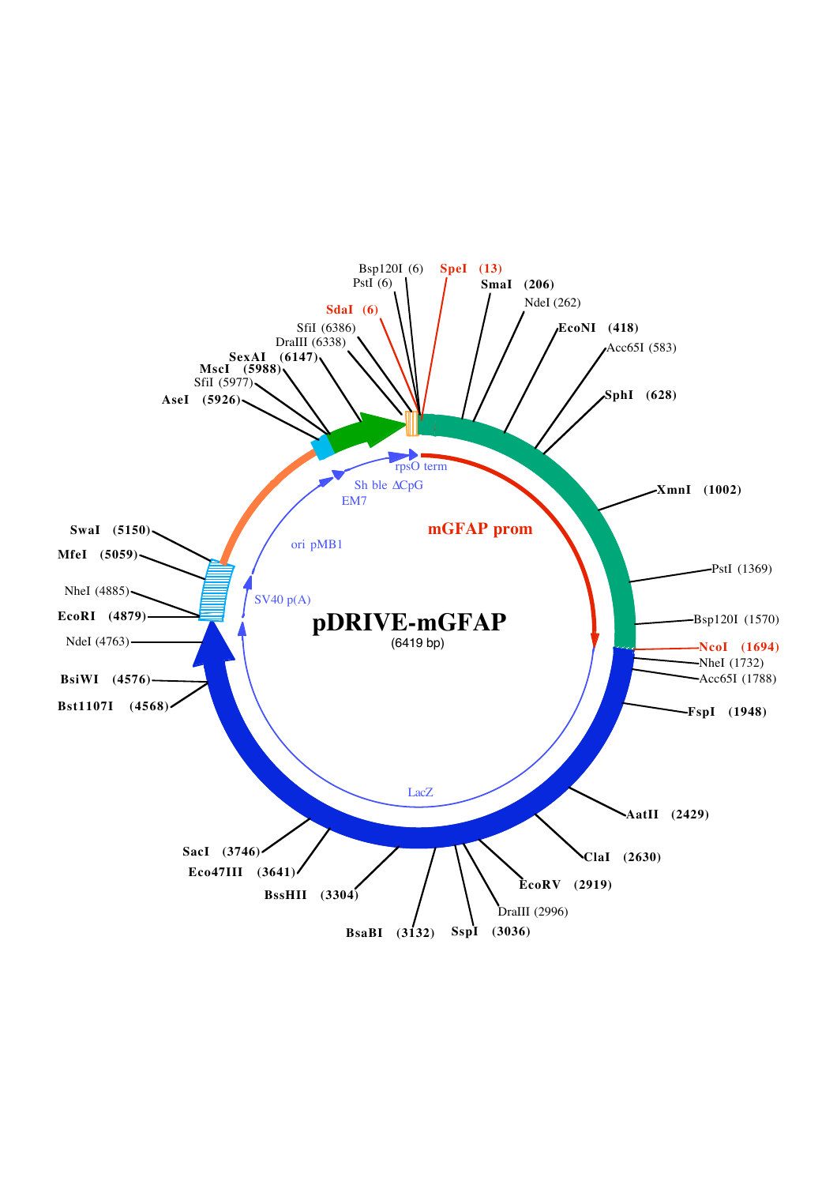# pDRIVE-mGFAP

(6419 bp)

**Features:**

- mGFAP prom
- LacZ
- SV40 p(A)
- ori pMB1
- EM7
- Sh ble ΔCpG
- rpsO term

**Restriction sites:**

- Bsp120I (6)
- PstI (6)
- SdaI (6)
- SpeI (13)
- SmaI (206)
- NdeI (262)
- EcoNI (418)
- Acc65I (583)
- SphI (628)
- XmnI (1002)
- PstI (1369)
- Bsp120I (1570)
- NcoI (1694)
- NheI (1732)
- Acc65I (1788)
- FspI (1948)
- AatII (2429)
- ClaI (2630)
- EcoRV (2919)
- DraIII (2996)
- SspI (3036)
- BsaBI (3132)
- BssHII (3304)
- Eco47III (3641)
- SacI (3746)
- Bst1107I (4568)
- BsiWI (4576)
- NdeI (4763)
- EcoRI (4879)
- NheI (4885)
- MfeI (5059)
- SwaI (5150)
- AseI (5926)
- SfiI (5977)
- MscI (5988)
- SexAI (6147)
- DraIII (6338)
- SfiI (6386)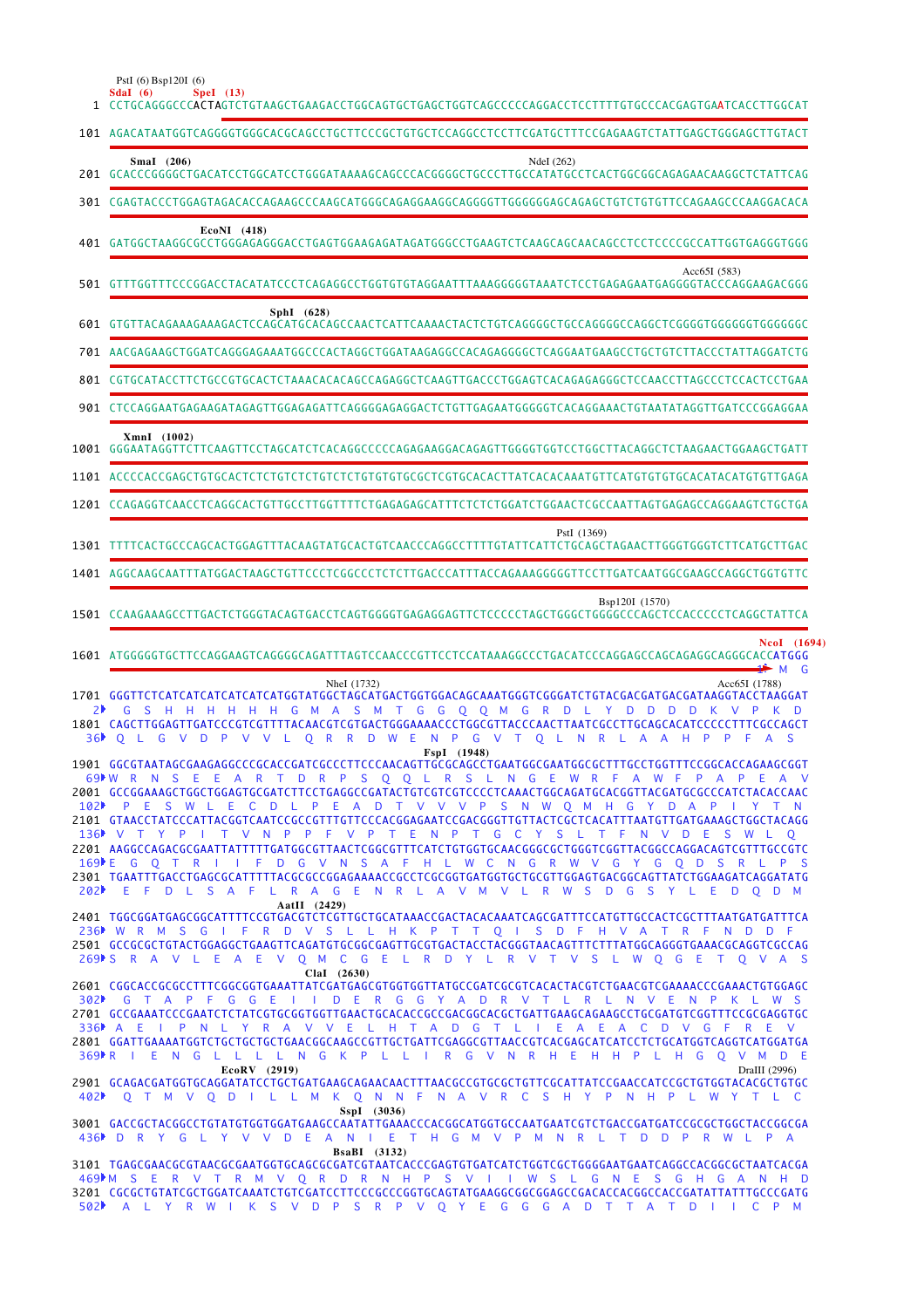```
PstI (6) Bsp120I (6)
SdaI (6)      SpeI (13)
   1 CCTGCAGGGCCCACTAGTCTGTAAGCTGAAGACCTGGCAGTGCTGAGCTGGTCAGCCCCCAGGACCTCCTTTTGTGCCCACGAGTGAATCACCTTGGCAT

 101 AGACATAATGGTCAGGGGTGGGCACGCAGCCTGCTTCCCGCTGTGCTCCAGGCCTCCTTCGATGCTTTCCGAGAAGTCTATTGAGCTGGGAGCTTGTACT

     SmaI (206)                                              NdeI (262)
 201 GCACCCGGGGCTGACATCCTGGCATCCTGGGATAAAAGCAGCCCACGGGGCTGCCCTTGCCATATGCCTCACTGGCGGCAGAGAACAAGGCTCTATTCAG

 301 CGAGTACCCTGGAGTAGACACCAGAAGCCCAAGCATGGGCAGAGGAAGGCAGGGGTTGGGGGGAGCAGAGCTGTCTGTGTTCCAGAAGCCCAAGGACACA

                 EcoNI (418)
 401 GATGGCTAAGGCGCCTGGGAGAGGGACCTGAGTGGAAGAGATAGATGGGCCTGAAGTCTCAAGCAGCAACAGCCTCCTCCCCGCCATTGGTGAGGGTGG

                                                                                        Acc65I (583)
 501 GTTTGGTTTCCCGGACCTACATATCCCTCAGAGGCCTGGTGTGTAGGAATTTAAAGGGGGTAAATCTCCTGAGAGAATGAGGGGTACCCAGGAAGACGG

                            SphI (628)
 601 GTGTTACAGAAAGAAAGACTCCAGCATGCACAGCCAACTCATTCAAAACTACTCTGTCAGGGGCTGCCAGGGGCCAGGCTCGGGGTGGGGGGTGGGGGGC

 701 AACGAGAAGCTGGATCAGGGAGAAATGGCCCACTAGGCTGGATAAGAGGCCACAGAGGGGCTCAGGAATGAAGCCTGCTGTCTTACCCTATTAGGATCTG

 801 CGTGCATACCTTCTGCCGTGCACTCTAAACACACAGCCAGAGGCTCAAGTTGACCCTGGAGTCACAGAGAGGGCTCCAACCTTAGCCCTCCACTCCTGAA

 901 CTCCAGGAATGAGAAGATAGAGTTGGAGAGATTCAGGGGAGAGGACTCTGTTGAGAATGGGGGTCACAGGAAACTGTAATATAGGTTGATCCGGAGGAA

     XmnI (1002)
1001 GGGAATAGGTTCTTCAAGTTCCTAGCATCTCACAGGCCCCCAGAGAAGGACAGAGTTGGGGTGGTCCTGGCTTACAGGCTCTAAGAACTGGAAGCTGATT

1101 ACCCCACCGAGCTGTGCACTCTCTGTCTCTGTCTCTGTGTGTGCGCTCGTGCACACTTATCACACAAATGTTCATGTGTGCACATACATGTGTTGAGA

1201 CCAGAGGTCAACCTCAGGCACTGTTGCCTTGGTTTTCTGAGAGAGCATTTCTCTCTGGATCTGGAACTCGCCAATTAGTGAGAGCCAGGAAGTCTGCTGA

                                                                              PstI (1369)
1301 TTTTCACTGCCCAGCACTGGAGTTTACAAGTATGCACTGTCAACCCAGGCCTTTTGTATTCATTCTGCAGCTAGAACTTGGGTGGGTCTTCATGCTTGAC

1401 AGGCAAGCAATTTATGGACTAAGCTGTTCCCTCGGCCCTCTCTTGACCCATTTACCAGAAAGGGGGTTCCTTGATCAATGGCGAAGCCAGGCTGGTGTTC

                                                                            Bsp120I (1570)
1501 CCAAGAAAGCCTTGACTCTGGGTACAGTGACCTCAGTGGGGTGAGAGGAGTTCTCCCCCTAGCTGGGCTGGGGCCCAGCTCCACCCCCTCAGGCTATTCA

                                                                                               NcoI (1694)
1601 ATGGGGGTGCTTCCAGGAAGTCAGGGGCAGATTTAGTCCAACCCGTTCCTCCATAAAGGCCCTGACATCCCAGGAGCCAGCAGAGGCAGGGCACCATGGG
                                                                                                   M  G
                                       NheI (1732)                                                Acc65I (1788)
1701 GGGTTCTCATCATCATCATCATCATGGTATGGCTAGCATGACTGGTGGACAGCAAATGGGTCGGGATCTGTACGACGATGACGATAAGGTACCTAAGGAT
   2  G  S  H  H  H  H  H  H  G  M  A  S  M  T  G  G  Q  Q  M  G  R  D  L  Y  D  D  D  D  K  V  P  K  D
1801 CAGCTTGGAGTTGATCCCGTCGTTTTACAACGTCGTGACTGGGAAAACCCTGGCGTTACCCAACTTAATCGCCTTGCAGCACATCCCCCTTTCGCCAGCT
  36  Q  L  G  V  D  P  V  V  L  Q  R  R  D  W  E  N  P  G  V  T  Q  L  N  R  L  A  A  H  P  P  F  A  S
                                                  FspI (1948)
1901 GGCGTAATAGCGAAGAGGCCCGCACCGATCGCCCTTCCCAACAGTTGCGCAGCCTGAATGGCGAATGGCGCTTTGCCTGGTTTCCGGCACCAGAAGCGGT
  69  W  R  N  S  E  E  A  R  T  D  R  P  S  Q  Q  L  R  S  L  N  G  E  W  R  F  A  W  F  P  A  P  E  A  V
2001 GCCGGAAAGCTGGCTGGAGTGCGATCTTCCTGAGGCCGATACTGTCGTCGTCCCCTCAAACTGGCAGATGCACGGTTACGATGCGCCCATCTACACCAAC
 102  P  E  S  W  L  E  C  D  L  P  E  A  D  T  V  V  V  P  S  N  W  Q  M  H  G  Y  D  A  P  I  Y  T  N
2101 GTAACCTATCCCATTACGGTCAATCCGCCGTTTGTTCCCACGGAGAATCCGACGGGTTGTTACTCGCTCACATTTAATGTTGATGAAAGCTGGCTACAGG
 136  V  T  Y  P  I  T  V  N  P  P  F  V  P  T  E  N  P  T  G  C  Y  S  L  T  F  N  V  D  E  S  W  L  Q
2201 AAGGCCAGACGCGAATTATTTTTGATGGCGTTAACTCGGCGTTTCATCTGTGGTGCAACGGGCGCTGGGTCGGTTACGGCCAGGACAGTCGTTTGCCGTC
 169  E  G  Q  T  R  I  I  F  D  G  V  N  S  A  F  H  L  W  C  N  G  R  W  V  G  Y  G  Q  D  S  R  L  P  S
2301 TGAATTTGACCTGAGCGCATTTTTACGCGCCGGAGAAAACCGCCTCGCGGTGATGGTGCTGCGTTGGAGTGACGGCAGTTATCTGGAAGATCAGGATATG
 202  E  F  D  L  S  A  F  L  R  A  G  E  N  R  L  A  V  M  V  L  R  W  S  D  G  S  Y  L  E  D  Q  D  M
                 AatII (2429)
2401 TGGCGGATGAGCGGCATTTTCCGTGACGTCTCGTTGCTGCATAAACCGACTACACAAATCAGCGATTTCCATGTTGCCACTCGCTTTAATGATGATTTCA
 236  W  R  M  S  G  I  F  R  D  V  S  L  L  H  K  P  T  T  Q  I  S  D  F  H  V  A  T  R  F  N  D  D  F
2501 GCCGCGCTGTACTGGAGGCTGAAGTTCAGATGTGCGGCGAGTTGCGTGACTACCTACGGGTAACAGTTTCTTTATGGCAGGGTGAAACGCAGGTCGCCAG
 269  S  R  A  V  L  E  A  E  V  Q  M  C  G  E  L  R  D  Y  L  R  V  T  V  S  L  W  Q  G  E  T  Q  V  A  S
                                         ClaI (2630)
2601 CGGCACCGCGCCTTTCGGCGGTGAAATTATCGATGAGCGTGGTGGTTATGCCGATCGCGTCACACTACGTCTGAACGTCGAAAACCCGAAACTGTGGAGC
 302  G  T  A  P  F  G  G  E  I  I  D  E  R  G  G  Y  A  D  R  V  T  L  R  L  N  V  E  N  P  K  L  W  S
2701 GCCGAAATCCCGAATCTCTATCGTGCGGTGGTTGAACTGCACACCGCCGACGGCACGCTGATTGAAGCAGAAGCCTGCGATGTCGGTTTCCGCGAGGTGC
 336  A  E  I  P  N  L  Y  R  A  V  V  E  L  H  T  A  D  G  T  L  I  E  A  E  A  C  D  V  G  F  R  E  V
2801 GGATTGAAAATGGTCTGCTGCTGCTGAACGGCAAGCCGTTGCTGATTCGAGGCGTTAACCGTCACGAGCATCATCCTCTGCATGGTCAGGTCATGGATGA
 369  R  I  E  N  G  L  L  L  L  N  G  K  P  L  L  I  R  G  V  N  R  H  E  H  H  P  L  H  G  Q  V  M  D  E
                 EcoRV (2919)                                                                DraIII (2996)
2901 GCAGACGATGGTGCAGGATATCCTGCTGATGAAGCAGAACAACTTTAACGCCGTGCGCTGTTCGCATTATCCGAACCATCCGCTGTGGTACACGCTGTGC
 402  Q  T  M  V  Q  D  I  L  L  M  K  Q  N  N  F  N  A  V  R  C  S  H  Y  P  N  H  P  L  W  Y  T  L  C
                             SspI (3036)
3001 GACCGCTACGGCCTGTATGTGGTGGATGAAGCCAATATTGAAACCCACGGCATGGTGCCAATGAATCGTCTGACCGATGATCCGCGCTGGCTACCGGCGA
 436  D  R  Y  G  L  Y  V  V  D  E  A  N  I  E  T  H  G  M  V  P  M  N  R  L  T  D  D  P  R  W  L  P  A
                                  BsaBI (3132)
3101 TGAGCGAACGCGTAACGCGAATGGTGCAGCGCGATCGTAATCACCCGAGTGTGATCATCTGGTCGCTGGGGAATGAATCAGGCCACGGCGCTAATCACGA
 469  M  S  E  R  V  T  R  M  V  Q  R  D  R  N  H  P  S  V  I  I  W  S  L  G  N  E  S  G  H  G  A  N  H  D
3201 CGCGCTGTATCGCTGGATCAAATCTGTCGATCCTTCCCGCCCGGTGCAGTATGAAGGCGGCGGAGCCGACACCACGGCCACCGATATTATTTGCCCGATG
 502  A  L  Y  R  W  I  K  S  V  D  P  S  R  P  V  Q  Y  E  G  G  G  A  D  T  T  A  T  D  I  I  C  P  M
```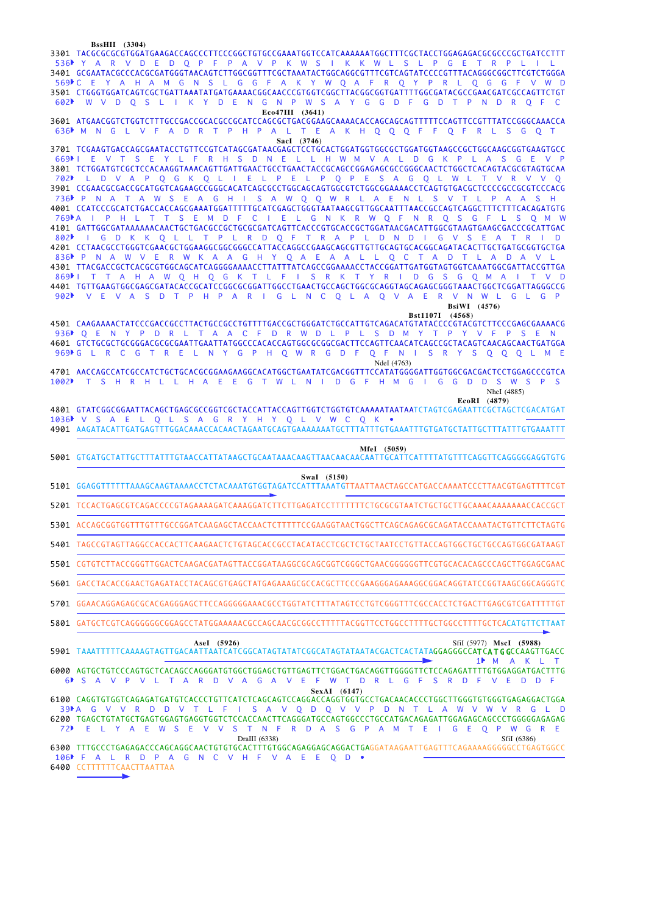```
                 BssHII  (3304)
3301 TACGCGCGCGTGGATGAAGACCAGCCCTTCCCGGCTGTGCCGAAATGGTCCATCAAAAAATGGCTTTCGCTACCTGGAGAGACGCGCCCGCTGATCCTTT
 536▸ Y  A  R  V  D  E  D  Q  P  F  P  A  V  P  K  W  S  I  K  K  W  L  S  L  P  G  E  T  R  P  L  I  L
3401 GCGAATACGCCCACGCGATGGGTAACAGTCTTGGCGGTTTCGCTAAATACTGGCAGGCGTTTCGTCAGTATCCCCGTTTACAGGGCGGCTTCGTCTGGGA
 569▸C  E  Y  A  H  A  M  G  N  S  L  G  G  F  A  K  Y  W  Q  A  F  R  Q  Y  P  R  L  Q  G  G  F  V  W  D
3501 CTGGGTGGATCAGTCGCTGATTAAATATGATGAAAACGGCAACCCGTGGTCGGCTTACGGCGGTGATTTTGGCGATACGCCGAACGATCGCCAGTTCTGT
 602▸  W  V  D  Q  S  L  I  K  Y  D  E  N  G  N  P  W  S  A  Y  G  G  D  F  G  D  T  P  N  D  R  Q  F  C
                                          Eco47III  (3641)
3601 ATGAACGGTCTGGTCTTTGCCGACCGCACGCCGCATCCAGCGCTGACGGAAGCAAAACACCAGCAGCAGTTTTTCCAGTTCCGTTTATCCGGGCAAACCA
 636▸ M  N  G  L  V  F  A  D  R  T  P  H  P  A  L  T  E  A  K  H  Q  Q  Q  F  F  Q  F  R  L  S  G  Q  T
                                            SacI  (3746)
3701 TCGAAGTGACCAGCGAATACCTGTTCCGTCATAGCGATAACGAGCTCCTGCACTGGATGGTGGCGCTGGATGGTAAGCCGCTGGCAAGCGGTGAAGTGCC
 669▸I  E  V  T  S  E  Y  L  F  R  H  S  D  N  E  L  L  H  W  M  V  A  L  D  G  K  P  L  A  S  G  E  V  P
3801 TCTGGATGTCGCTCCACAAGGTAAACAGTTGATTGAACTGCCTGAACTACCGCAGCCGGAGAGCGCCGGGCAACTCTGGCTCACAGTACGCGTAGTGCAA
 702▸  L  D  V  A  P  Q  G  K  Q  L  I  E  L  P  E  L  P  Q  P  E  S  A  G  Q  L  W  L  T  V  R  V  V  Q
3901 CCGAACGCGACCGCATGGTCAGAAGCCGGGCACATCAGCGCCTGGCAGCAGTGGCGTCTGGCGGAAAACCTCAGTGTGACGCTCCCCGCCGCGTCCCACG
 736▸ P  N  A  T  A  W  S  E  A  G  H  I  S  A  W  Q  Q  W  R  L  A  E  N  L  S  V  T  L  P  A  A  S  H
4001 CCATCCCGCATCTGACCACCAGCGAAATGGATTTTTGCATCGAGCTGGGTAATAAGCGTTGGCAATTTAACCGCCAGTCAGGCTTTCTTTCACAGATGTG
 769▸A  I  P  H  L  T  T  S  E  M  D  F  C  I  E  L  G  N  K  R  W  Q  F  N  R  Q  S  G  F  L  S  Q  M  W
4101 GATTGGCGATAAAAAACAACTGCTGACGCCGCTGCGCGATCAGTTCACCCGTGCACCGCTGGATAACGACATTGGCGTAAGTGAAGCGACCCGCATTGAC
 802▸  I  G  D  K  K  Q  L  L  T  P  L  R  D  Q  F  T  R  A  P  L  D  N  D  I  G  V  S  E  A  T  R  I  D
4201 CCTAACGCCTGGGTCGAACGCTGGAAGGCGGCGGGCCATTACCAGGCCGAAGCAGCGTTGTTGCAGTGCACGGCAGATACACTTGCTGATGCGGTGCTGA
 836▸ P  N  A  W  V  E  R  W  K  A  A  G  H  Y  Q  A  E  A  A  L  L  Q  C  T  A  D  T  L  A  D  A  V  L
4301 TTACGACCGCTCACGCGTGGCAGCATCAGGGGAAAACCTTATTTATCAGCCGGAAAACCTACCGGATTGATGGTAGTGGTCAAATGGCGATTACCGTTGA
 869▸I  T  T  A  H  A  W  Q  H  Q  G  K  T  L  F  I  S  R  K  T  Y  R  I  D  G  S  G  Q  M  A  I  T  V  D
4401 TGTTGAAGTGGCGAGCGATACACCGCATCCGGCGCGGATTGGCCTGAACTGCCAGCTGGCGCAGGTAGCAGAGCGGGTAAACTGGCTCGGATTAGGGCCG
 902▸  V  E  V  A  S  D  T  P  H  P  A  R  I  G  L  N  C  Q  L  A  Q  V  A  E  R  V  N  W  L  G  L  G  P
                                                                                    BsiWI  (4576)
                                                                     Bst1107I  (4568)
4501 CAAGAAAACTATCCCGACCGCCTTACTGCCGCCTGTTTTGACCGCTGGGATCTGCCATTGTCAGACATGTATACCCCGTACGTCTTCCCGAGCGAAAACG
 936▸ Q  E  N  Y  P  D  R  L  T  A  A  C  F  D  R  W  D  L  P  L  S  D  M  Y  T  P  Y  V  F  P  S  E  N
4601 GTCTGCGCTGCGGGACGCGCGAATTGAATTATGGCCCACACCAGTGGCGCGGTGACTTCCAGTTCAACATCAGCCGCTACAGTCAACAGCAACTGATGGA
 969▸G  L  R  C  G  T  R  E  L  N  Y  G  P  H  Q  W  R  G  D  F  Q  F  N  I  S  R  Y  S  Q  Q  Q  L  M  E
                                                                    NdeI (4763)
4701 AACCAGCCATCGCCATCTGCTGCACGCGGAAGAAGGCACATGGCTGAATATCGACGGTTTCCATATGGGGATTGGTGGCGACGACTCCTGGAGCCCGTCA
1002▸  T  S  H  R  H  L  L  H  A  E  E  G  T  W  L  N  I  D  G  F  H  M  G  I  G  G  D  D  S  W  S  P  S
                                                                                          NheI (4885)
                                                                                    EcoRI  (4879)
4801 GTATCGGCGGAATTACAGCTGAGCGCCGGTCGCTACCATTACCAGTTGGTCTGGTGTCAAAAATAATAATCTAGTCGAGAATTCGCTAGCTCGACATGAT
1036▸ V  S  A  E  L  Q  L  S  A  G  R  Y  H  Y  Q  L  V  W  C  Q  K  •
4901 AAGATACATTGATGAGTTTGGACAAACCACAACTAGAATGCAGTGAAAAAAATGCTTTATTTGTGAAATTTGTGATGCTATTGCTTTATTTGTGAAATTT

                                                               MfeI  (5059)
5001 GTGATGCTATTGCTTTATTTGTAACCATTATAAGCTGCAATAAACAAGTTAACAACAACAATTGCATTCATTTTATGTTTCAGGTTCAGGGGGAGGTGTG

                                                            SwaI  (5150)
5101 GGAGGTTTTTTAAAGCAAGTAAAACCTCTACAAATGTGGTAGATCCATTTAAATGTTAATTAACTAGCCATGACCAAAATCCCTTAACGTGAGTTTTCGT

5201 TCCACTGAGCGTCAGACCCCGTAGAAAAGATCAAAGGATCTTCTTGAGATCCTTTTTTTCTGCGCGTAATCTGCTGCTTGCAAACAAAAAAACCACCGCT

5301 ACCAGCGGTGGTTTGTTTGCCGGATCAAGAGCTACCAACTCTTTTTCCGAAGGTAACTGGCTTCAGCAGAGCGCAGATACCAAATACTGTTCTTCTAGTG

5401 TAGCCGTAGTTAGGCCACCACTTCAAGAACTCTGTAGCACCGCCTACATACCTCGCTCTGCTAATCCTGTTACCAGTGGCTGCTGCCAGTGGCGATAAGT

5501 CGTGTCTTACCGGGTTGGACTCAAGACGATAGTTACCGGATAAGGCGCAGCGGTCGGGCTGAACGGGGGGTTCGTGCACACAGCCCAGCTTGGAGCGAAC

5601 GACCTACACCGAACTGAGATACCTACAGCGTGAGCTATGAGAAAGCGCCACGCTTCCCGAAGGGAGAAAGGCGGACAGGTATCCGGTAAGCGGCAGGGTC

5701 GGAACAGGAGAGCGCACGAGGGAGCTTCCAGGGGGAAACGCCTGGTATCTTTATAGTCCTGTCGGGTTTCGCCACCTCTGACTTGAGCGTCGATTTTTGT

5801 GATGCTCGTCAGGGGGGCGGAGCCTATGGAAAAACGCCAGCAACGCGGCCTTTTTACGGTTCCTGGCCTTTTGCTGGCCTTTTGCTCACATGTTCTTAAT

                                   AseI  (5926)                                       SfiI (5977)  MscI  (5988)
5901 TAAATTTTTCAAAAGTAGTTGACAATTAATCATCGGCATAGTATATCGGCATAGTATAATACGACTCACTATAGGAGGGCCATCATGGCCAAGTTGACC
                                                                                       1▸ M  A  K  L  T
6000 AGTGCTGTCCCAGTGCTCACAGCGAGGGATGTGGCTGGAGCTGTTGAGTTCTGGACTGACAGGTTGGGGTTCTCCAGAGATTTTGTGGAGGATGACTTTG
   6▸ S  A  V  P  V  L  T  A  R  D  V  A  G  A  V  E  F  W  T  D  R  L  G  F  S  R  D  F  V  E  D  D  F
                                                  SexAI  (6147)
6100 CAGGTGTGGTCAGAGATGATGTCACCCTGTTCATCTCAGCAGTCCAGGACCAGGTGGTGCCTGACAACACCCTGGCTTGGGTGTGGGTGAGAGGACTGGA
  39▸A  G  V  V  R  D  D  V  T  L  F  I  S  A  V  Q  D  Q  V  V  P  D  N  T  L  A  W  V  W  V  R  G  L  D
6200 TGAGCTGTATGCTGAGTGGAGTGAGGTGGTCTCCACCAACTTCAGGGATGCCAGTGGCCCTGCCATGACAGAGATTGGAGAGCAGCCCTGGGGGAGAGAG
  72▸  E  L  Y  A  E  W  S  E  V  V  S  T  N  F  R  D  A  S  G  P  A  M  T  E  I  G  E  Q  P  W  G  R  E
                                         DraIII (6338)                                       SfiI (6386)
6300 TTTGCCCTGAGAGACCCAGCAGGCAACTGTGTGCACTTTGTGGCAGAGGAGCAGGACTGAGGATAAGAATTGAGTTTCAGAAAAGGGGGCCTGAGTGGCC
 106▸ F  A  L  R  D  P  A  G  N  C  V  H  F  V  A  E  E  Q  D  •
6400 CCTTTTTTCAACTTAATTAA
```